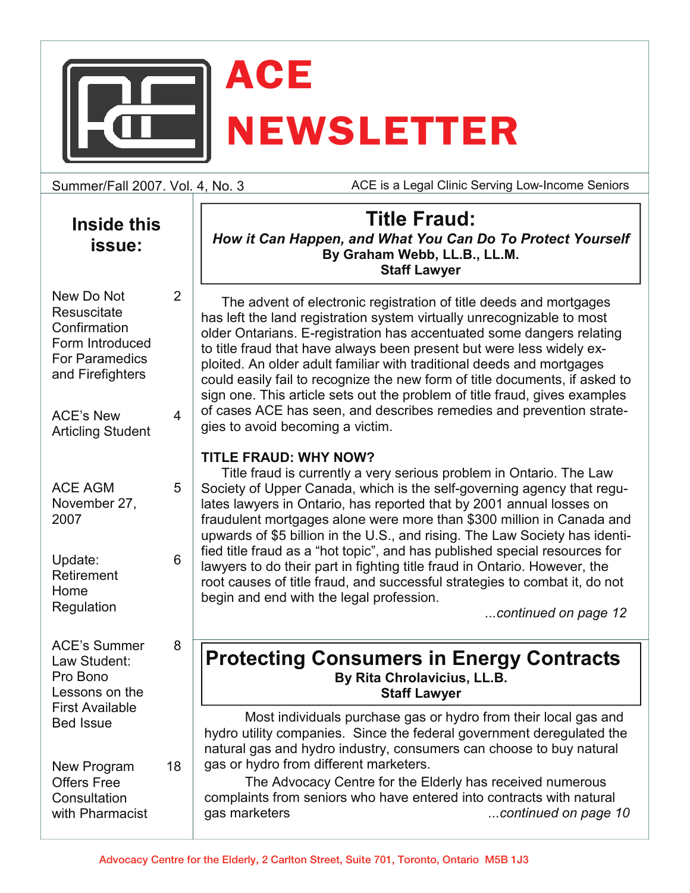# ACE NEWSLETTER

Summer/Fall 2007. Vol. 4, No. 3

ACE is a Legal Clinic Serving Low-Income Seniors

## Inside this issue:

| | |
|---|---|
| New Do Not Resuscitate Confirmation Form Introduced For Paramedics and Firefighters | 2 |
| ACE's New Articling Student | 4 |
| ACE AGM November 27, 2007 | 5 |
| Update: Retirement Home Regulation | 6 |
| ACE's Summer Law Student: Pro Bono Lessons on the First Available Bed Issue | 8 |
| New Program Offers Free Consultation with Pharmacist | 18 |

## Title Fraud:

***How it Can Happen, and What You Can Do To Protect Yourself***

**By Graham Webb, LL.B., LL.M.**
**Staff Lawyer**

The advent of electronic registration of title deeds and mortgages has left the land registration system virtually unrecognizable to most older Ontarians. E-registration has accentuated some dangers relating to title fraud that have always been present but were less widely exploited. An older adult familiar with traditional deeds and mortgages could easily fail to recognize the new form of title documents, if asked to sign one. This article sets out the problem of title fraud, gives examples of cases ACE has seen, and describes remedies and prevention strategies to avoid becoming a victim.

**TITLE FRAUD: WHY NOW?**

Title fraud is currently a very serious problem in Ontario. The Law Society of Upper Canada, which is the self-governing agency that regulates lawyers in Ontario, has reported that by 2001 annual losses on fraudulent mortgages alone were more than $300 million in Canada and upwards of $5 billion in the U.S., and rising. The Law Society has identified title fraud as a "hot topic", and has published special resources for lawyers to do their part in fighting title fraud in Ontario. However, the root causes of title fraud, and successful strategies to combat it, do not begin and end with the legal profession.

*...continued on page 12*

## Protecting Consumers in Energy Contracts

**By Rita Chrolavicius, LL.B.**
**Staff Lawyer**

Most individuals purchase gas or hydro from their local gas and hydro utility companies. Since the federal government deregulated the natural gas and hydro industry, consumers can choose to buy natural gas or hydro from different marketers.

The Advocacy Centre for the Elderly has received numerous complaints from seniors who have entered into contracts with natural gas marketers *...continued on page 10*

Advocacy Centre for the Elderly, 2 Carlton Street, Suite 701, Toronto, Ontario M5B 1J3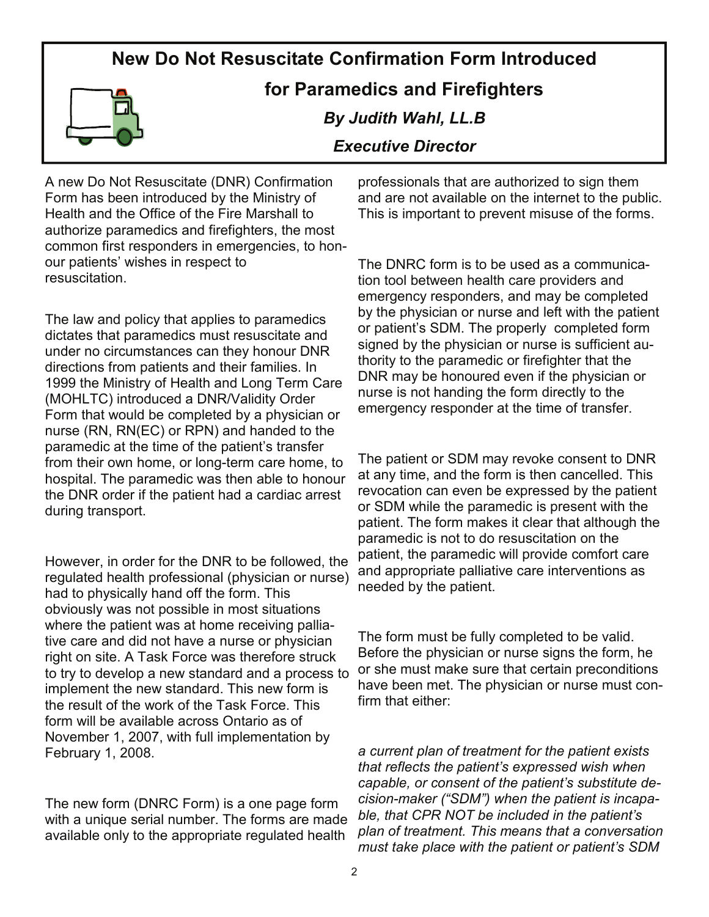# New Do Not Resuscitate Confirmation Form Introduced for Paramedics and Firefighters

***By Judith Wahl, LL.B***

***Executive Director***

A new Do Not Resuscitate (DNR) Confirmation Form has been introduced by the Ministry of Health and the Office of the Fire Marshall to authorize paramedics and firefighters, the most common first responders in emergencies, to honour our patients' wishes in respect to resuscitation.

The law and policy that applies to paramedics dictates that paramedics must resuscitate and under no circumstances can they honour DNR directions from patients and their families. In 1999 the Ministry of Health and Long Term Care (MOHLTC) introduced a DNR/Validity Order Form that would be completed by a physician or nurse (RN, RN(EC) or RPN) and handed to the paramedic at the time of the patient's transfer from their own home, or long-term care home, to hospital. The paramedic was then able to honour the DNR order if the patient had a cardiac arrest during transport.

However, in order for the DNR to be followed, the regulated health professional (physician or nurse) had to physically hand off the form. This obviously was not possible in most situations where the patient was at home receiving palliative care and did not have a nurse or physician right on site. A Task Force was therefore struck to try to develop a new standard and a process to implement the new standard. This new form is the result of the work of the Task Force. This form will be available across Ontario as of November 1, 2007, with full implementation by February 1, 2008.

The new form (DNRC Form) is a one page form with a unique serial number. The forms are made available only to the appropriate regulated health professionals that are authorized to sign them and are not available on the internet to the public. This is important to prevent misuse of the forms.

The DNRC form is to be used as a communication tool between health care providers and emergency responders, and may be completed by the physician or nurse and left with the patient or patient's SDM. The properly completed form signed by the physician or nurse is sufficient authority to the paramedic or firefighter that the DNR may be honoured even if the physician or nurse is not handing the form directly to the emergency responder at the time of transfer.

The patient or SDM may revoke consent to DNR at any time, and the form is then cancelled. This revocation can even be expressed by the patient or SDM while the paramedic is present with the patient. The form makes it clear that although the paramedic is not to do resuscitation on the patient, the paramedic will provide comfort care and appropriate palliative care interventions as needed by the patient.

The form must be fully completed to be valid. Before the physician or nurse signs the form, he or she must make sure that certain preconditions have been met. The physician or nurse must confirm that either:

*a current plan of treatment for the patient exists that reflects the patient's expressed wish when capable, or consent of the patient's substitute decision-maker ("SDM") when the patient is incapable, that CPR NOT be included in the patient's plan of treatment. This means that a conversation must take place with the patient or patient's SDM*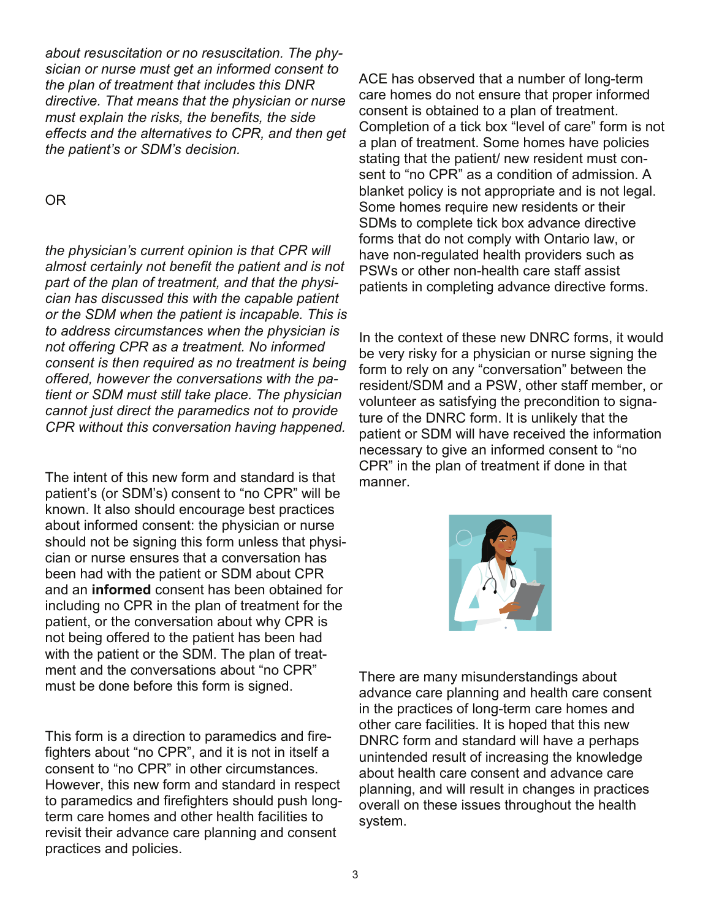*about resuscitation or no resuscitation. The physician or nurse must get an informed consent to the plan of treatment that includes this DNR directive. That means that the physician or nurse must explain the risks, the benefits, the side effects and the alternatives to CPR, and then get the patient's or SDM's decision.*

OR

*the physician's current opinion is that CPR will almost certainly not benefit the patient and is not part of the plan of treatment, and that the physician has discussed this with the capable patient or the SDM when the patient is incapable. This is to address circumstances when the physician is not offering CPR as a treatment. No informed consent is then required as no treatment is being offered, however the conversations with the patient or SDM must still take place. The physician cannot just direct the paramedics not to provide CPR without this conversation having happened.*

The intent of this new form and standard is that patient's (or SDM's) consent to "no CPR" will be known. It also should encourage best practices about informed consent: the physician or nurse should not be signing this form unless that physician or nurse ensures that a conversation has been had with the patient or SDM about CPR and an **informed** consent has been obtained for including no CPR in the plan of treatment for the patient, or the conversation about why CPR is not being offered to the patient has been had with the patient or the SDM. The plan of treatment and the conversations about "no CPR" must be done before this form is signed.

This form is a direction to paramedics and firefighters about "no CPR", and it is not in itself a consent to "no CPR" in other circumstances. However, this new form and standard in respect to paramedics and firefighters should push long-term care homes and other health facilities to revisit their advance care planning and consent practices and policies.

ACE has observed that a number of long-term care homes do not ensure that proper informed consent is obtained to a plan of treatment. Completion of a tick box "level of care" form is not a plan of treatment. Some homes have policies stating that the patient/ new resident must consent to "no CPR" as a condition of admission. A blanket policy is not appropriate and is not legal. Some homes require new residents or their SDMs to complete tick box advance directive forms that do not comply with Ontario law, or have non-regulated health providers such as PSWs or other non-health care staff assist patients in completing advance directive forms.

In the context of these new DNRC forms, it would be very risky for a physician or nurse signing the form to rely on any "conversation" between the resident/SDM and a PSW, other staff member, or volunteer as satisfying the precondition to signature of the DNRC form. It is unlikely that the patient or SDM will have received the information necessary to give an informed consent to "no CPR" in the plan of treatment if done in that manner.

There are many misunderstandings about advance care planning and health care consent in the practices of long-term care homes and other care facilities. It is hoped that this new DNRC form and standard will have a perhaps unintended result of increasing the knowledge about health care consent and advance care planning, and will result in changes in practices overall on these issues throughout the health system.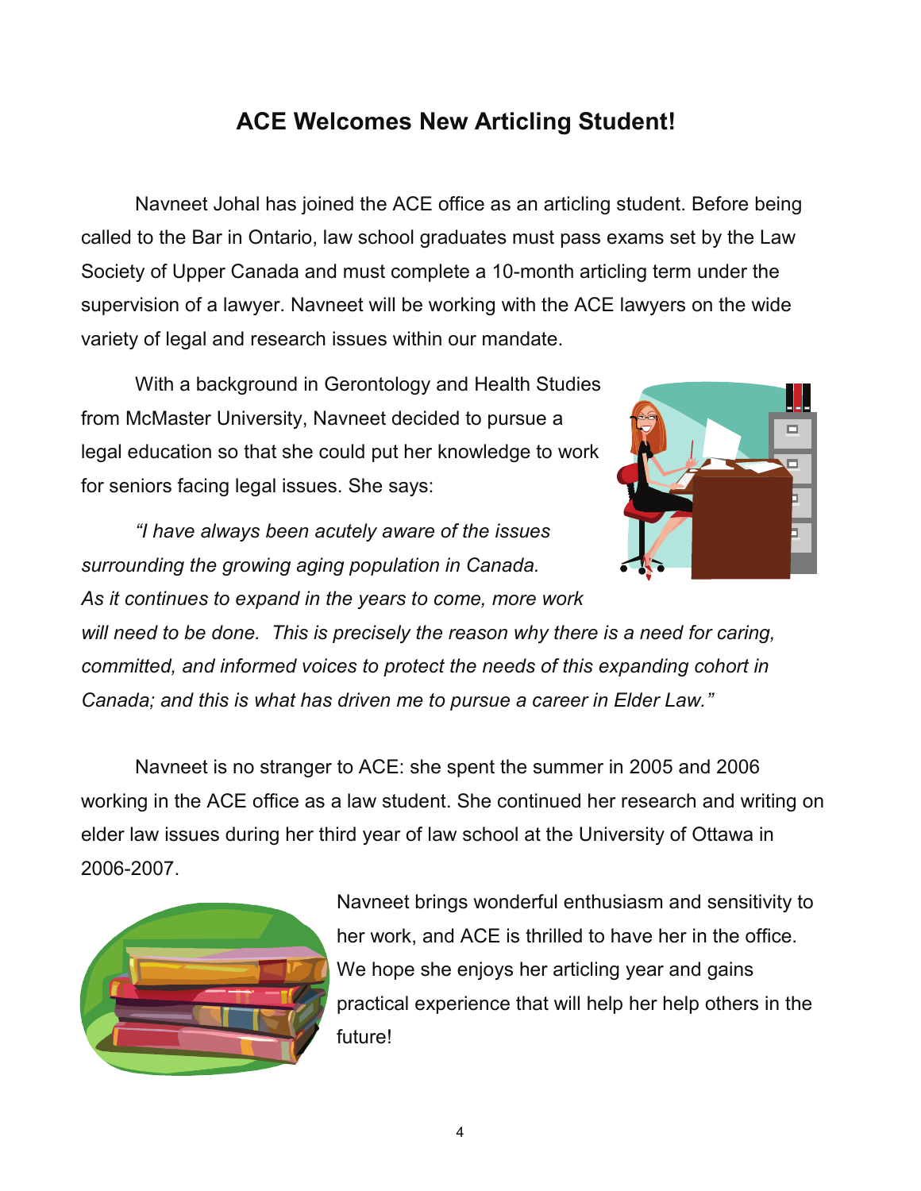## ACE Welcomes New Articling Student!

Navneet Johal has joined the ACE office as an articling student. Before being called to the Bar in Ontario, law school graduates must pass exams set by the Law Society of Upper Canada and must complete a 10-month articling term under the supervision of a lawyer. Navneet will be working with the ACE lawyers on the wide variety of legal and research issues within our mandate.

With a background in Gerontology and Health Studies from McMaster University, Navneet decided to pursue a legal education so that she could put her knowledge to work for seniors facing legal issues. She says:

*"I have always been acutely aware of the issues surrounding the growing aging population in Canada. As it continues to expand in the years to come, more work will need to be done. This is precisely the reason why there is a need for caring, committed, and informed voices to protect the needs of this expanding cohort in Canada; and this is what has driven me to pursue a career in Elder Law."*

Navneet is no stranger to ACE: she spent the summer in 2005 and 2006 working in the ACE office as a law student. She continued her research and writing on elder law issues during her third year of law school at the University of Ottawa in 2006-2007.

Navneet brings wonderful enthusiasm and sensitivity to her work, and ACE is thrilled to have her in the office. We hope she enjoys her articling year and gains practical experience that will help her help others in the future!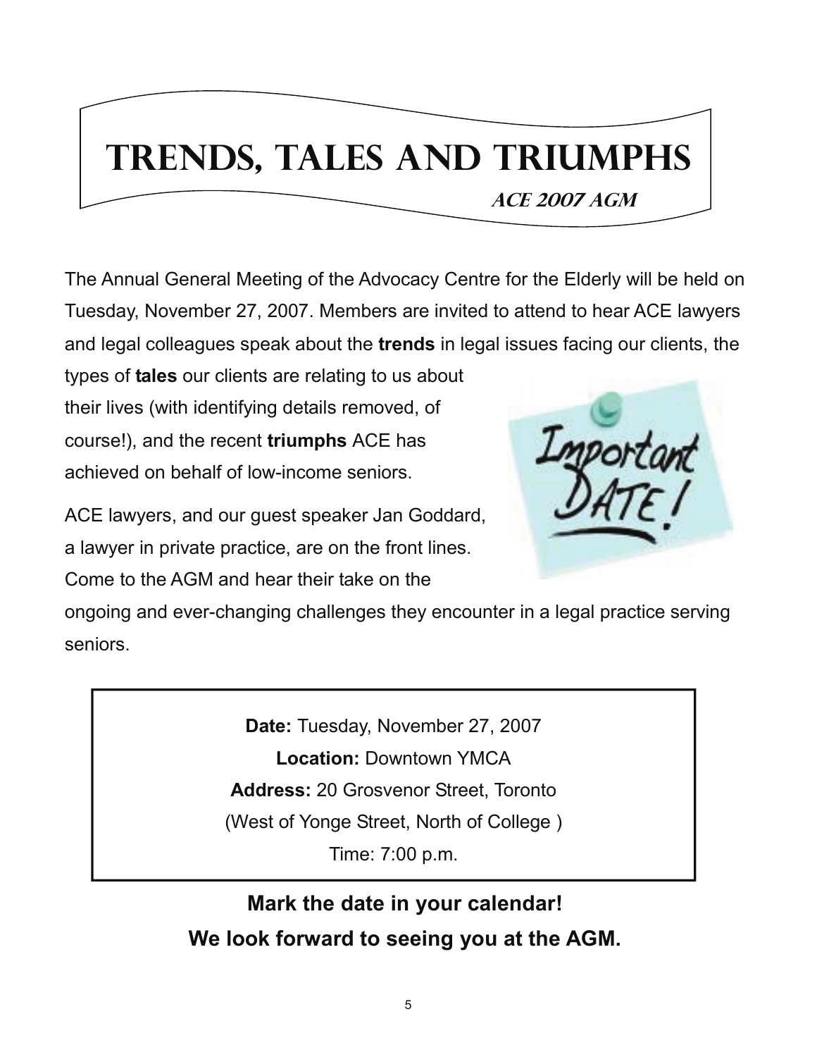# Trends, Tales and Triumphs

***ACE 2007 AGM***

The Annual General Meeting of the Advocacy Centre for the Elderly will be held on Tuesday, November 27, 2007. Members are invited to attend to hear ACE lawyers and legal colleagues speak about the **trends** in legal issues facing our clients, the types of **tales** our clients are relating to us about their lives (with identifying details removed, of course!), and the recent **triumphs** ACE has achieved on behalf of low-income seniors.

ACE lawyers, and our guest speaker Jan Goddard, a lawyer in private practice, are on the front lines. Come to the AGM and hear their take on the ongoing and ever-changing challenges they encounter in a legal practice serving seniors.

**Date:** Tuesday, November 27, 2007
**Location:** Downtown YMCA
**Address:** 20 Grosvenor Street, Toronto
(West of Yonge Street, North of College )
Time: 7:00 p.m.

**Mark the date in your calendar!**
**We look forward to seeing you at the AGM.**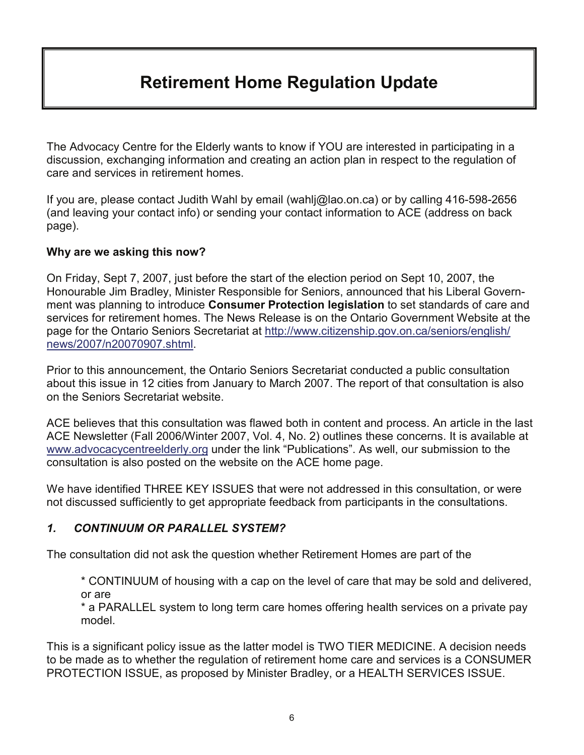# Retirement Home Regulation Update

The Advocacy Centre for the Elderly wants to know if YOU are interested in participating in a discussion, exchanging information and creating an action plan in respect to the regulation of care and services in retirement homes.

If you are, please contact Judith Wahl by email (wahlj@lao.on.ca) or by calling 416-598-2656 (and leaving your contact info) or sending your contact information to ACE (address on back page).

**Why are we asking this now?**

On Friday, Sept 7, 2007, just before the start of the election period on Sept 10, 2007, the Honourable Jim Bradley, Minister Responsible for Seniors, announced that his Liberal Government was planning to introduce **Consumer Protection legislation** to set standards of care and services for retirement homes. The News Release is on the Ontario Government Website at the page for the Ontario Seniors Secretariat at http://www.citizenship.gov.on.ca/seniors/english/news/2007/n20070907.shtml.

Prior to this announcement, the Ontario Seniors Secretariat conducted a public consultation about this issue in 12 cities from January to March 2007. The report of that consultation is also on the Seniors Secretariat website.

ACE believes that this consultation was flawed both in content and process. An article in the last ACE Newsletter (Fall 2006/Winter 2007, Vol. 4, No. 2) outlines these concerns. It is available at www.advocacycentreelderly.org under the link "Publications". As well, our submission to the consultation is also posted on the website on the ACE home page.

We have identified THREE KEY ISSUES that were not addressed in this consultation, or were not discussed sufficiently to get appropriate feedback from participants in the consultations.

### *1. CONTINUUM OR PARALLEL SYSTEM?*

The consultation did not ask the question whether Retirement Homes are part of the

* CONTINUUM of housing with a cap on the level of care that may be sold and delivered, or are
* a PARALLEL system to long term care homes offering health services on a private pay model.

This is a significant policy issue as the latter model is TWO TIER MEDICINE. A decision needs to be made as to whether the regulation of retirement home care and services is a CONSUMER PROTECTION ISSUE, as proposed by Minister Bradley, or a HEALTH SERVICES ISSUE.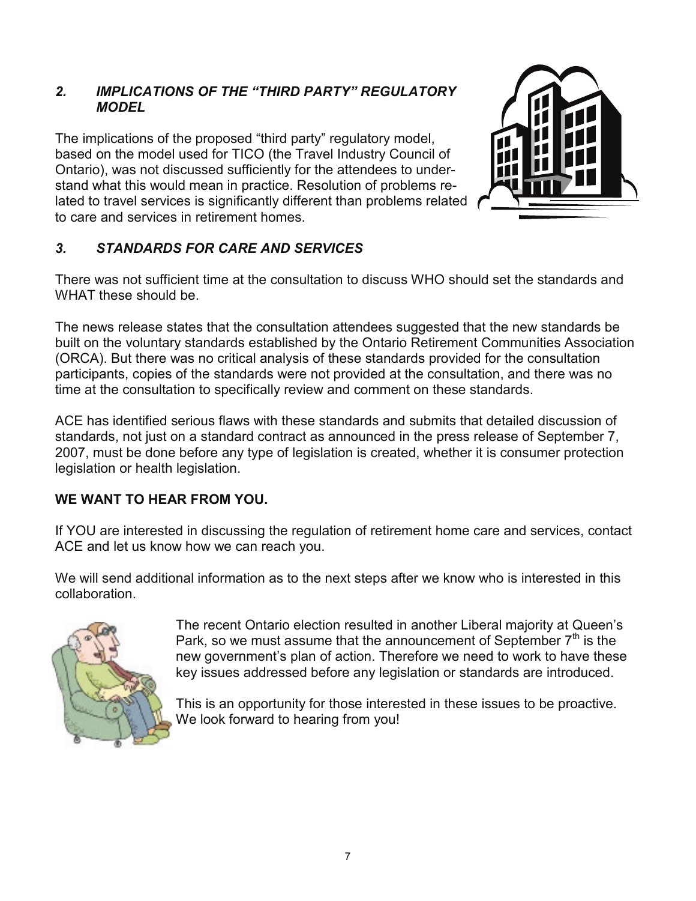### *2. IMPLICATIONS OF THE "THIRD PARTY" REGULATORY MODEL*

The implications of the proposed "third party" regulatory model, based on the model used for TICO (the Travel Industry Council of Ontario), was not discussed sufficiently for the attendees to understand what this would mean in practice. Resolution of problems related to travel services is significantly different than problems related to care and services in retirement homes.

### *3. STANDARDS FOR CARE AND SERVICES*

There was not sufficient time at the consultation to discuss WHO should set the standards and WHAT these should be.

The news release states that the consultation attendees suggested that the new standards be built on the voluntary standards established by the Ontario Retirement Communities Association (ORCA). But there was no critical analysis of these standards provided for the consultation participants, copies of the standards were not provided at the consultation, and there was no time at the consultation to specifically review and comment on these standards.

ACE has identified serious flaws with these standards and submits that detailed discussion of standards, not just on a standard contract as announced in the press release of September 7, 2007, must be done before any type of legislation is created, whether it is consumer protection legislation or health legislation.

**WE WANT TO HEAR FROM YOU.**

If YOU are interested in discussing the regulation of retirement home care and services, contact ACE and let us know how we can reach you.

We will send additional information as to the next steps after we know who is interested in this collaboration.

The recent Ontario election resulted in another Liberal majority at Queen's Park, so we must assume that the announcement of September 7th is the new government's plan of action. Therefore we need to work to have these key issues addressed before any legislation or standards are introduced.

This is an opportunity for those interested in these issues to be proactive. We look forward to hearing from you!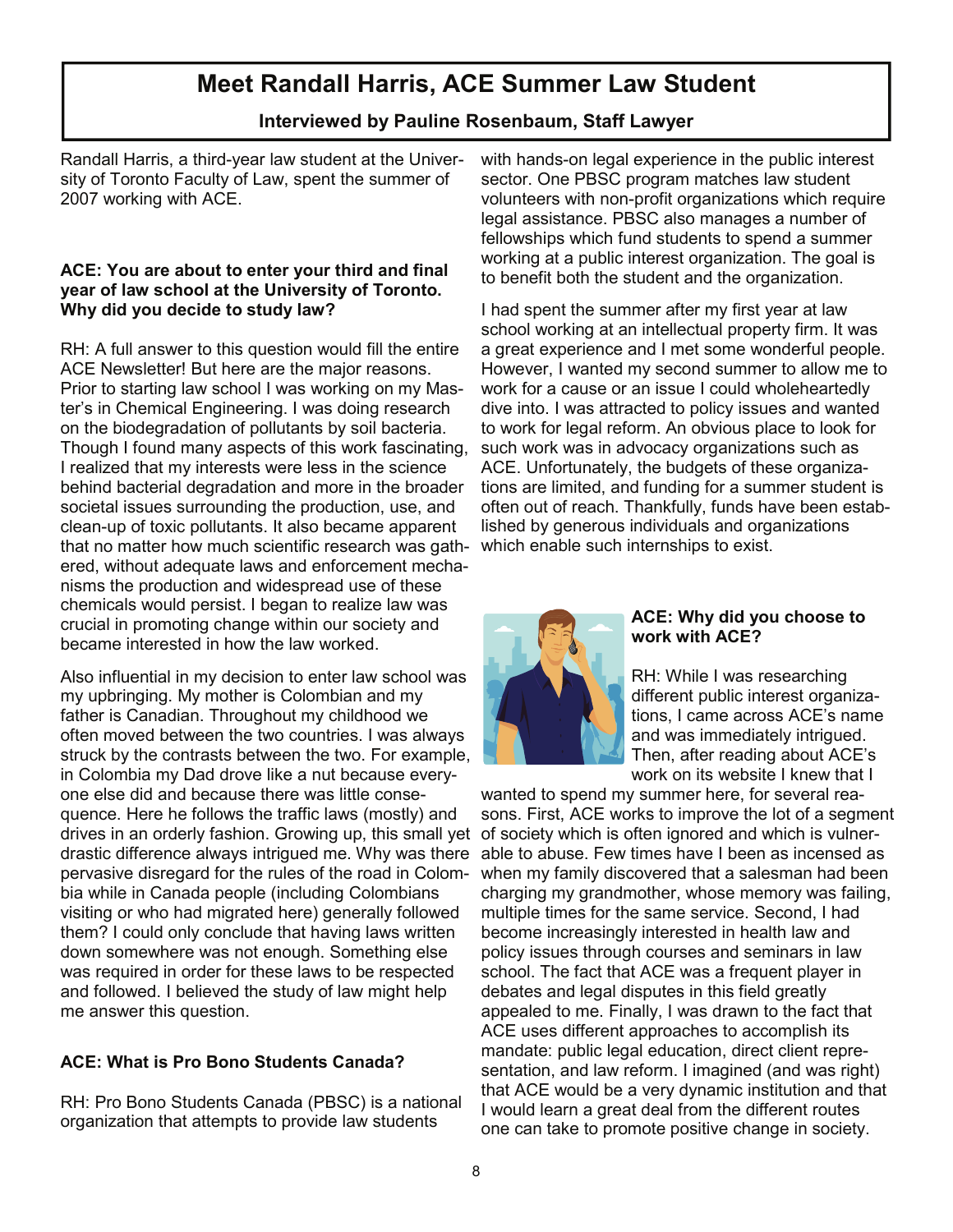# Meet Randall Harris, ACE Summer Law Student

**Interviewed by Pauline Rosenbaum, Staff Lawyer**

Randall Harris, a third-year law student at the University of Toronto Faculty of Law, spent the summer of 2007 working with ACE.

**ACE: You are about to enter your third and final year of law school at the University of Toronto. Why did you decide to study law?**

RH: A full answer to this question would fill the entire ACE Newsletter! But here are the major reasons. Prior to starting law school I was working on my Master's in Chemical Engineering. I was doing research on the biodegradation of pollutants by soil bacteria. Though I found many aspects of this work fascinating, I realized that my interests were less in the science behind bacterial degradation and more in the broader societal issues surrounding the production, use, and clean-up of toxic pollutants. It also became apparent that no matter how much scientific research was gathered, without adequate laws and enforcement mechanisms the production and widespread use of these chemicals would persist. I began to realize law was crucial in promoting change within our society and became interested in how the law worked.

Also influential in my decision to enter law school was my upbringing. My mother is Colombian and my father is Canadian. Throughout my childhood we often moved between the two countries. I was always struck by the contrasts between the two. For example, in Colombia my Dad drove like a nut because everyone else did and because there was little consequence. Here he follows the traffic laws (mostly) and drives in an orderly fashion. Growing up, this small yet drastic difference always intrigued me. Why was there pervasive disregard for the rules of the road in Colombia while in Canada people (including Colombians visiting or who had migrated here) generally followed them? I could only conclude that having laws written down somewhere was not enough. Something else was required in order for these laws to be respected and followed. I believed the study of law might help me answer this question.

**ACE: What is Pro Bono Students Canada?**

RH: Pro Bono Students Canada (PBSC) is a national organization that attempts to provide law students with hands-on legal experience in the public interest sector. One PBSC program matches law student volunteers with non-profit organizations which require legal assistance. PBSC also manages a number of fellowships which fund students to spend a summer working at a public interest organization. The goal is to benefit both the student and the organization.

I had spent the summer after my first year at law school working at an intellectual property firm. It was a great experience and I met some wonderful people. However, I wanted my second summer to allow me to work for a cause or an issue I could wholeheartedly dive into. I was attracted to policy issues and wanted to work for legal reform. An obvious place to look for such work was in advocacy organizations such as ACE. Unfortunately, the budgets of these organizations are limited, and funding for a summer student is often out of reach. Thankfully, funds have been established by generous individuals and organizations which enable such internships to exist.

**ACE: Why did you choose to work with ACE?**

RH: While I was researching different public interest organizations, I came across ACE's name and was immediately intrigued. Then, after reading about ACE's work on its website I knew that I wanted to spend my summer here, for several reasons. First, ACE works to improve the lot of a segment of society which is often ignored and which is vulnerable to abuse. Few times have I been as incensed as when my family discovered that a salesman had been charging my grandmother, whose memory was failing, multiple times for the same service. Second, I had become increasingly interested in health law and policy issues through courses and seminars in law school. The fact that ACE was a frequent player in debates and legal disputes in this field greatly appealed to me. Finally, I was drawn to the fact that ACE uses different approaches to accomplish its mandate: public legal education, direct client representation, and law reform. I imagined (and was right) that ACE would be a very dynamic institution and that I would learn a great deal from the different routes one can take to promote positive change in society.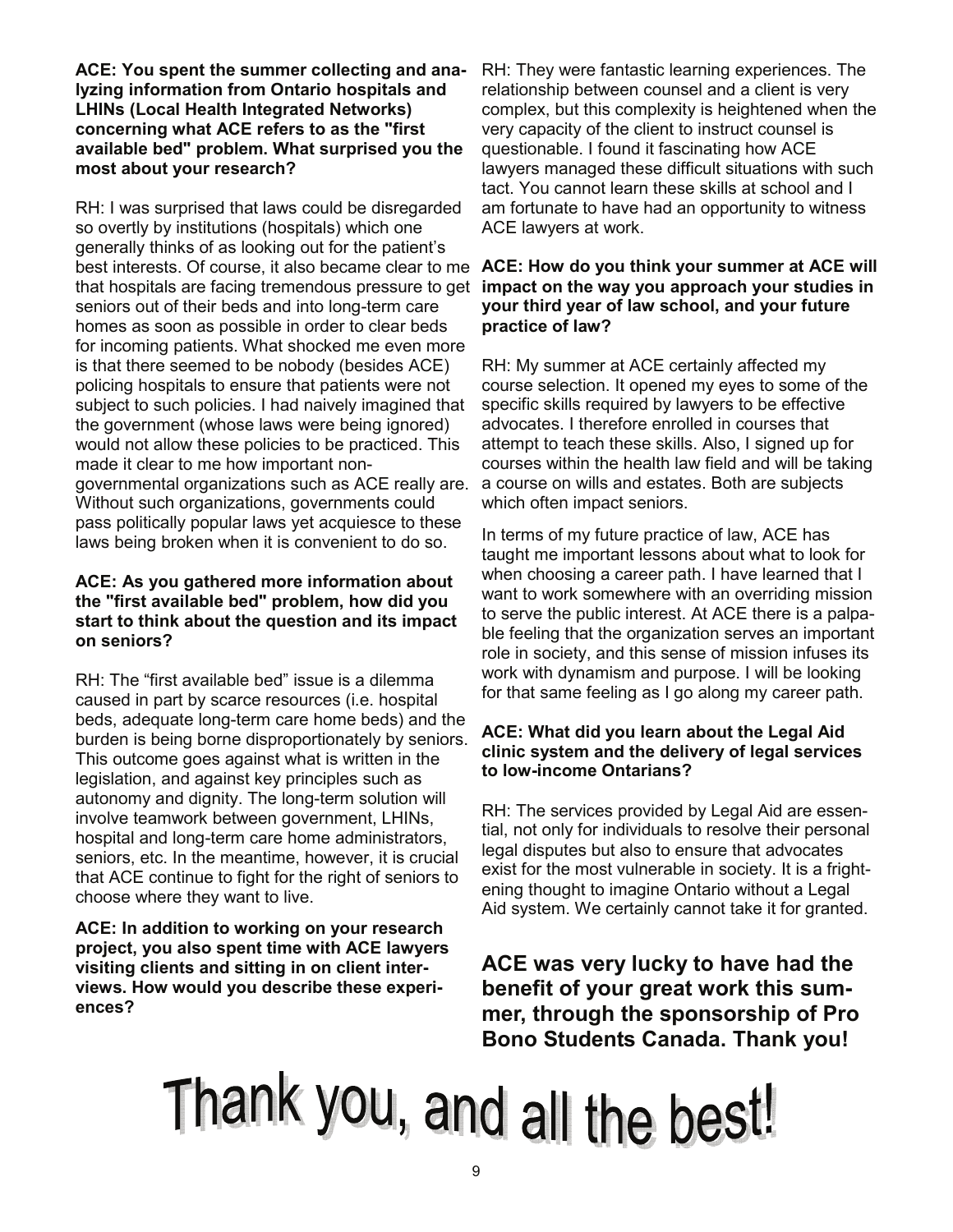**ACE: You spent the summer collecting and analyzing information from Ontario hospitals and LHINs (Local Health Integrated Networks) concerning what ACE refers to as the "first available bed" problem. What surprised you the most about your research?**

RH: I was surprised that laws could be disregarded so overtly by institutions (hospitals) which one generally thinks of as looking out for the patient's best interests. Of course, it also became clear to me that hospitals are facing tremendous pressure to get seniors out of their beds and into long-term care homes as soon as possible in order to clear beds for incoming patients. What shocked me even more is that there seemed to be nobody (besides ACE) policing hospitals to ensure that patients were not subject to such policies. I had naively imagined that the government (whose laws were being ignored) would not allow these policies to be practiced. This made it clear to me how important non-governmental organizations such as ACE really are. Without such organizations, governments could pass politically popular laws yet acquiesce to these laws being broken when it is convenient to do so.

**ACE: As you gathered more information about the "first available bed" problem, how did you start to think about the question and its impact on seniors?**

RH: The "first available bed" issue is a dilemma caused in part by scarce resources (i.e. hospital beds, adequate long-term care home beds) and the burden is being borne disproportionately by seniors. This outcome goes against what is written in the legislation, and against key principles such as autonomy and dignity. The long-term solution will involve teamwork between government, LHINs, hospital and long-term care home administrators, seniors, etc. In the meantime, however, it is crucial that ACE continue to fight for the right of seniors to choose where they want to live.

**ACE: In addition to working on your research project, you also spent time with ACE lawyers visiting clients and sitting in on client interviews. How would you describe these experiences?**

RH: They were fantastic learning experiences. The relationship between counsel and a client is very complex, but this complexity is heightened when the very capacity of the client to instruct counsel is questionable. I found it fascinating how ACE lawyers managed these difficult situations with such tact. You cannot learn these skills at school and I am fortunate to have had an opportunity to witness ACE lawyers at work.

**ACE: How do you think your summer at ACE will impact on the way you approach your studies in your third year of law school, and your future practice of law?**

RH: My summer at ACE certainly affected my course selection. It opened my eyes to some of the specific skills required by lawyers to be effective advocates. I therefore enrolled in courses that attempt to teach these skills. Also, I signed up for courses within the health law field and will be taking a course on wills and estates. Both are subjects which often impact seniors.

In terms of my future practice of law, ACE has taught me important lessons about what to look for when choosing a career path. I have learned that I want to work somewhere with an overriding mission to serve the public interest. At ACE there is a palpable feeling that the organization serves an important role in society, and this sense of mission infuses its work with dynamism and purpose. I will be looking for that same feeling as I go along my career path.

**ACE: What did you learn about the Legal Aid clinic system and the delivery of legal services to low-income Ontarians?**

RH: The services provided by Legal Aid are essential, not only for individuals to resolve their personal legal disputes but also to ensure that advocates exist for the most vulnerable in society. It is a frightening thought to imagine Ontario without a Legal Aid system. We certainly cannot take it for granted.

**ACE was very lucky to have had the benefit of your great work this summer, through the sponsorship of Pro Bono Students Canada. Thank you!**

# Thank you, and all the best!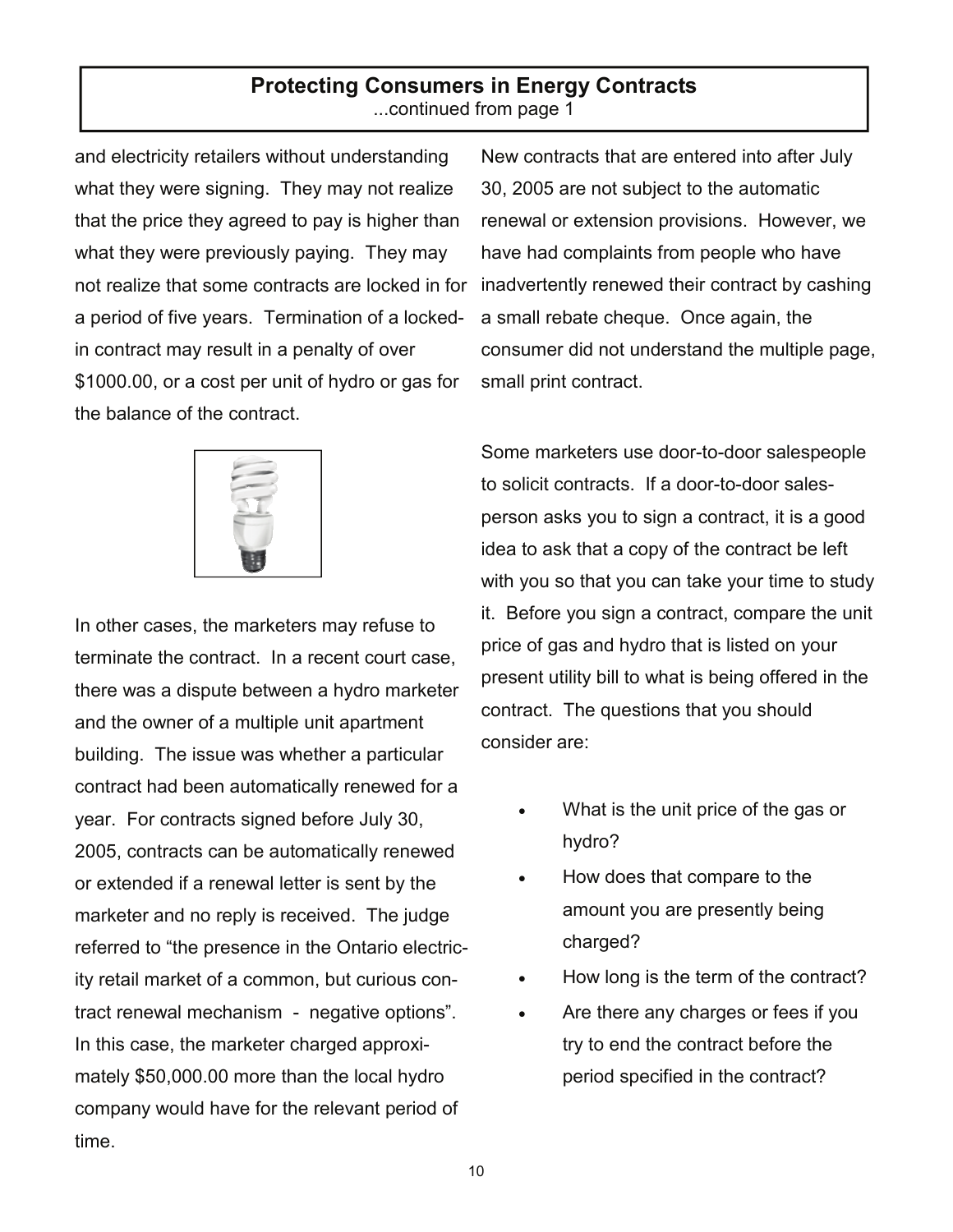## Protecting Consumers in Energy Contracts

...continued from page 1

and electricity retailers without understanding what they were signing. They may not realize that the price they agreed to pay is higher than what they were previously paying. They may not realize that some contracts are locked in for a period of five years. Termination of a locked-in contract may result in a penalty of over $1000.00, or a cost per unit of hydro or gas for the balance of the contract.

In other cases, the marketers may refuse to terminate the contract. In a recent court case, there was a dispute between a hydro marketer and the owner of a multiple unit apartment building. The issue was whether a particular contract had been automatically renewed for a year. For contracts signed before July 30, 2005, contracts can be automatically renewed or extended if a renewal letter is sent by the marketer and no reply is received. The judge referred to "the presence in the Ontario electricity retail market of a common, but curious contract renewal mechanism - negative options". In this case, the marketer charged approximately $50,000.00 more than the local hydro company would have for the relevant period of time.

New contracts that are entered into after July 30, 2005 are not subject to the automatic renewal or extension provisions. However, we have had complaints from people who have inadvertently renewed their contract by cashing a small rebate cheque. Once again, the consumer did not understand the multiple page, small print contract.

Some marketers use door-to-door salespeople to solicit contracts. If a door-to-door salesperson asks you to sign a contract, it is a good idea to ask that a copy of the contract be left with you so that you can take your time to study it. Before you sign a contract, compare the unit price of gas and hydro that is listed on your present utility bill to what is being offered in the contract. The questions that you should consider are:

- What is the unit price of the gas or hydro?
- How does that compare to the amount you are presently being charged?
- How long is the term of the contract?
- Are there any charges or fees if you try to end the contract before the period specified in the contract?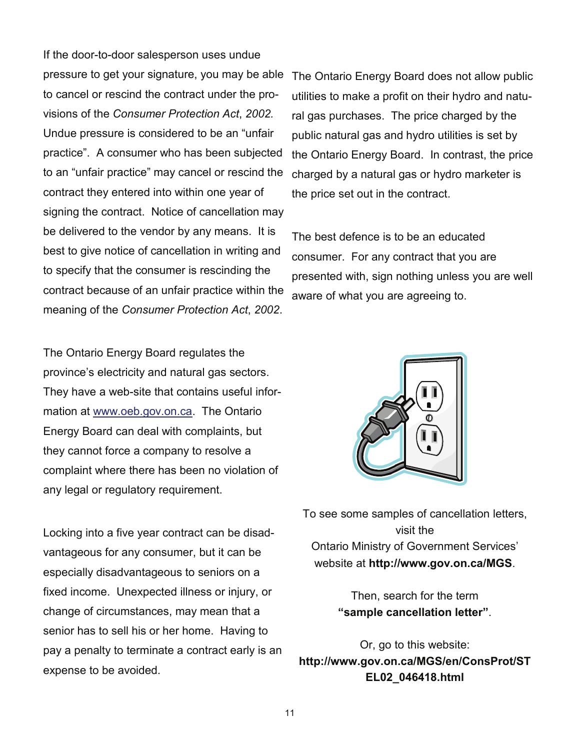If the door-to-door salesperson uses undue pressure to get your signature, you may be able to cancel or rescind the contract under the provisions of the *Consumer Protection Act*, *2002.* Undue pressure is considered to be an "unfair practice". A consumer who has been subjected to an "unfair practice" may cancel or rescind the contract they entered into within one year of signing the contract. Notice of cancellation may be delivered to the vendor by any means. It is best to give notice of cancellation in writing and to specify that the consumer is rescinding the contract because of an unfair practice within the meaning of the *Consumer Protection Act*, *2002*.

The Ontario Energy Board regulates the province's electricity and natural gas sectors. They have a web-site that contains useful information at [www.oeb.gov.on.ca](http://www.oeb.gov.on.ca). The Ontario Energy Board can deal with complaints, but they cannot force a company to resolve a complaint where there has been no violation of any legal or regulatory requirement.

Locking into a five year contract can be disadvantageous for any consumer, but it can be especially disadvantageous to seniors on a fixed income. Unexpected illness or injury, or change of circumstances, may mean that a senior has to sell his or her home. Having to pay a penalty to terminate a contract early is an expense to be avoided.

The Ontario Energy Board does not allow public utilities to make a profit on their hydro and natural gas purchases. The price charged by the public natural gas and hydro utilities is set by the Ontario Energy Board. In contrast, the price charged by a natural gas or hydro marketer is the price set out in the contract.

The best defence is to be an educated consumer. For any contract that you are presented with, sign nothing unless you are well aware of what you are agreeing to.

To see some samples of cancellation letters, visit the Ontario Ministry of Government Services' website at **http://www.gov.on.ca/MGS**.

Then, search for the term **"sample cancellation letter"**.

Or, go to this website: **http://www.gov.on.ca/MGS/en/ConsProt/STEL02_046418.html**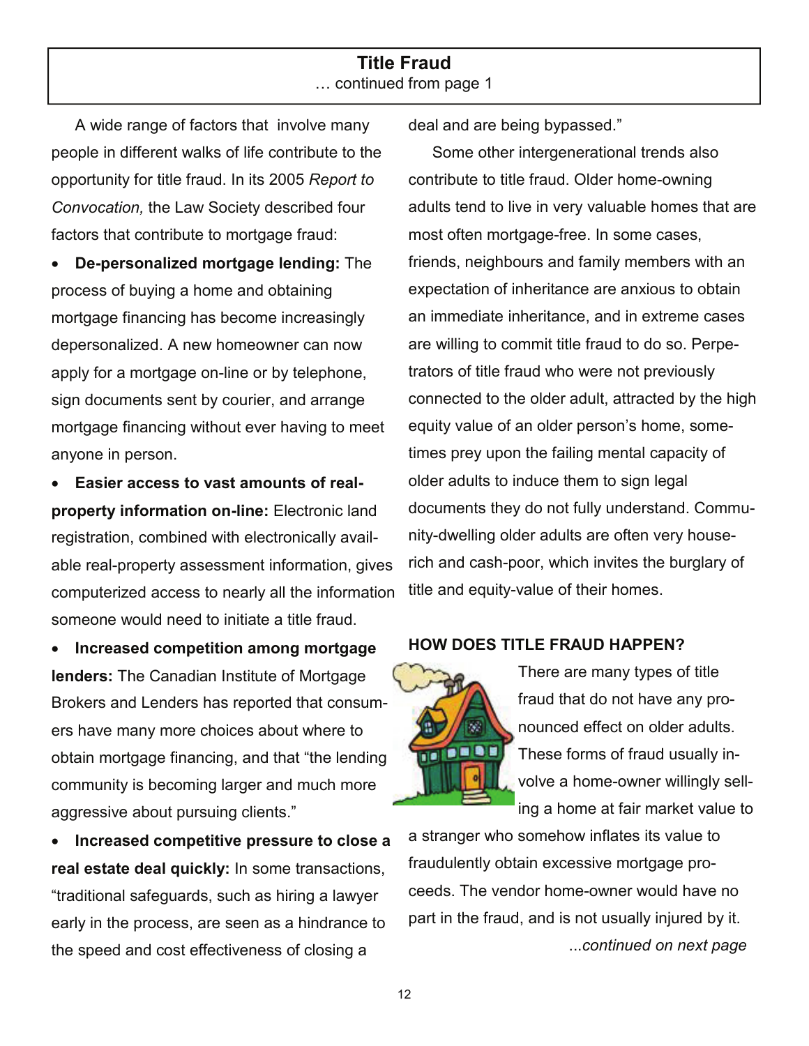## Title Fraud

… continued from page 1

A wide range of factors that involve many people in different walks of life contribute to the opportunity for title fraud. In its 2005 *Report to Convocation,* the Law Society described four factors that contribute to mortgage fraud:

- **De-personalized mortgage lending:** The process of buying a home and obtaining mortgage financing has become increasingly depersonalized. A new homeowner can now apply for a mortgage on-line or by telephone, sign documents sent by courier, and arrange mortgage financing without ever having to meet anyone in person.
- **Easier access to vast amounts of real-property information on-line:** Electronic land registration, combined with electronically available real-property assessment information, gives computerized access to nearly all the information someone would need to initiate a title fraud.
- **Increased competition among mortgage lenders:** The Canadian Institute of Mortgage Brokers and Lenders has reported that consumers have many more choices about where to obtain mortgage financing, and that "the lending community is becoming larger and much more aggressive about pursuing clients."
- **Increased competitive pressure to close a real estate deal quickly:** In some transactions, "traditional safeguards, such as hiring a lawyer early in the process, are seen as a hindrance to the speed and cost effectiveness of closing a deal and are being bypassed."

Some other intergenerational trends also contribute to title fraud. Older home-owning adults tend to live in very valuable homes that are most often mortgage-free. In some cases, friends, neighbours and family members with an expectation of inheritance are anxious to obtain an immediate inheritance, and in extreme cases are willing to commit title fraud to do so. Perpetrators of title fraud who were not previously connected to the older adult, attracted by the high equity value of an older person's home, sometimes prey upon the failing mental capacity of older adults to induce them to sign legal documents they do not fully understand. Community-dwelling older adults are often very house-rich and cash-poor, which invites the burglary of title and equity-value of their homes.

### HOW DOES TITLE FRAUD HAPPEN?

There are many types of title fraud that do not have any pronounced effect on older adults. These forms of fraud usually involve a home-owner willingly selling a home at fair market value to a stranger who somehow inflates its value to fraudulently obtain excessive mortgage proceeds. The vendor home-owner would have no part in the fraud, and is not usually injured by it.

*...continued on next page*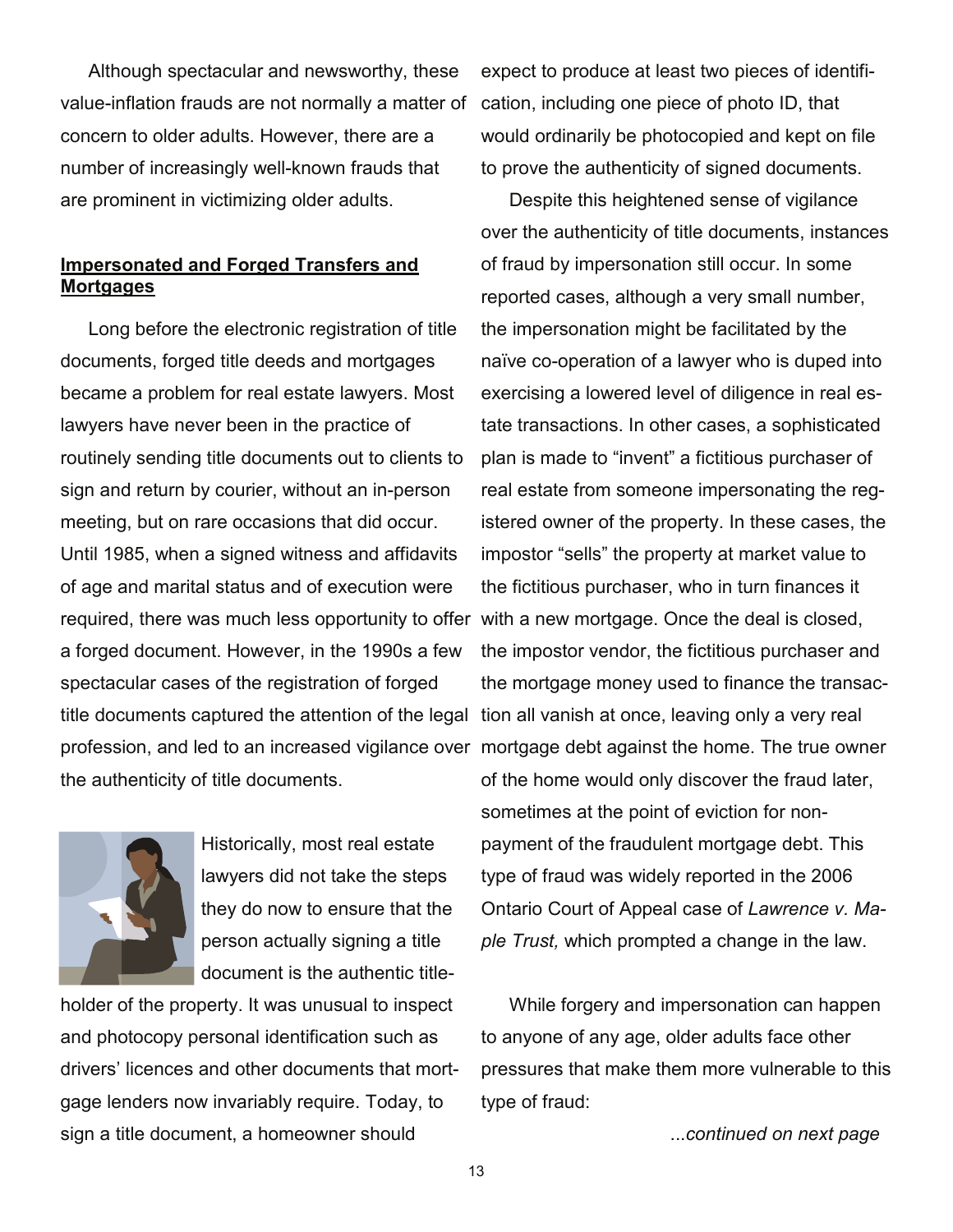Although spectacular and newsworthy, these value-inflation frauds are not normally a matter of concern to older adults. However, there are a number of increasingly well-known frauds that are prominent in victimizing older adults.

## Impersonated and Forged Transfers and Mortgages

Long before the electronic registration of title documents, forged title deeds and mortgages became a problem for real estate lawyers. Most lawyers have never been in the practice of routinely sending title documents out to clients to sign and return by courier, without an in-person meeting, but on rare occasions that did occur. Until 1985, when a signed witness and affidavits of age and marital status and of execution were required, there was much less opportunity to offer a forged document. However, in the 1990s a few spectacular cases of the registration of forged title documents captured the attention of the legal profession, and led to an increased vigilance over the authenticity of title documents.

Historically, most real estate lawyers did not take the steps they do now to ensure that the person actually signing a title document is the authentic title-holder of the property. It was unusual to inspect and photocopy personal identification such as drivers' licences and other documents that mortgage lenders now invariably require. Today, to sign a title document, a homeowner should expect to produce at least two pieces of identification, including one piece of photo ID, that would ordinarily be photocopied and kept on file to prove the authenticity of signed documents.

Despite this heightened sense of vigilance over the authenticity of title documents, instances of fraud by impersonation still occur. In some reported cases, although a very small number, the impersonation might be facilitated by the naïve co-operation of a lawyer who is duped into exercising a lowered level of diligence in real estate transactions. In other cases, a sophisticated plan is made to "invent" a fictitious purchaser of real estate from someone impersonating the registered owner of the property. In these cases, the impostor "sells" the property at market value to the fictitious purchaser, who in turn finances it with a new mortgage. Once the deal is closed, the impostor vendor, the fictitious purchaser and the mortgage money used to finance the transaction all vanish at once, leaving only a very real mortgage debt against the home. The true owner of the home would only discover the fraud later, sometimes at the point of eviction for non-payment of the fraudulent mortgage debt. This type of fraud was widely reported in the 2006 Ontario Court of Appeal case of *Lawrence v. Maple Trust,* which prompted a change in the law.

While forgery and impersonation can happen to anyone of any age, older adults face other pressures that make them more vulnerable to this type of fraud:

*...continued on next page*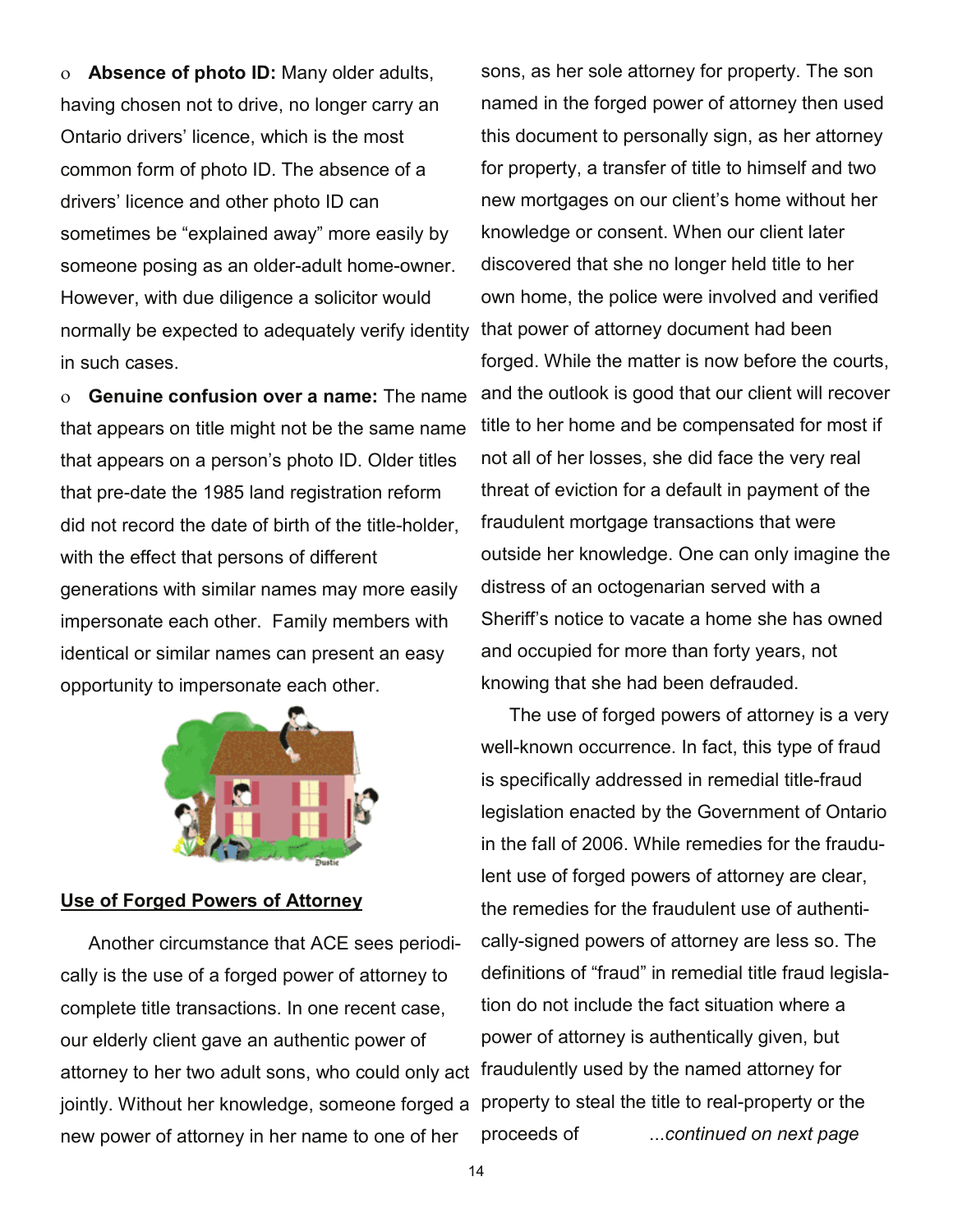- **Absence of photo ID:** Many older adults, having chosen not to drive, no longer carry an Ontario drivers' licence, which is the most common form of photo ID. The absence of a drivers' licence and other photo ID can sometimes be "explained away" more easily by someone posing as an older-adult home-owner. However, with due diligence a solicitor would normally be expected to adequately verify identity in such cases.
- **Genuine confusion over a name:** The name that appears on title might not be the same name that appears on a person's photo ID. Older titles that pre-date the 1985 land registration reform did not record the date of birth of the title-holder, with the effect that persons of different generations with similar names may more easily impersonate each other. Family members with identical or similar names can present an easy opportunity to impersonate each other.

## Use of Forged Powers of Attorney

Another circumstance that ACE sees periodically is the use of a forged power of attorney to complete title transactions. In one recent case, our elderly client gave an authentic power of attorney to her two adult sons, who could only act jointly. Without her knowledge, someone forged a new power of attorney in her name to one of her sons, as her sole attorney for property. The son named in the forged power of attorney then used this document to personally sign, as her attorney for property, a transfer of title to himself and two new mortgages on our client's home without her knowledge or consent. When our client later discovered that she no longer held title to her own home, the police were involved and verified that power of attorney document had been forged. While the matter is now before the courts, and the outlook is good that our client will recover title to her home and be compensated for most if not all of her losses, she did face the very real threat of eviction for a default in payment of the fraudulent mortgage transactions that were outside her knowledge. One can only imagine the distress of an octogenarian served with a Sheriff's notice to vacate a home she has owned and occupied for more than forty years, not knowing that she had been defrauded.

The use of forged powers of attorney is a very well-known occurrence. In fact, this type of fraud is specifically addressed in remedial title-fraud legislation enacted by the Government of Ontario in the fall of 2006. While remedies for the fraudulent use of forged powers of attorney are clear, the remedies for the fraudulent use of authentically-signed powers of attorney are less so. The definitions of "fraud" in remedial title fraud legislation do not include the fact situation where a power of attorney is authentically given, but fraudulently used by the named attorney for property to steal the title to real-property or the proceeds of

*...continued on next page*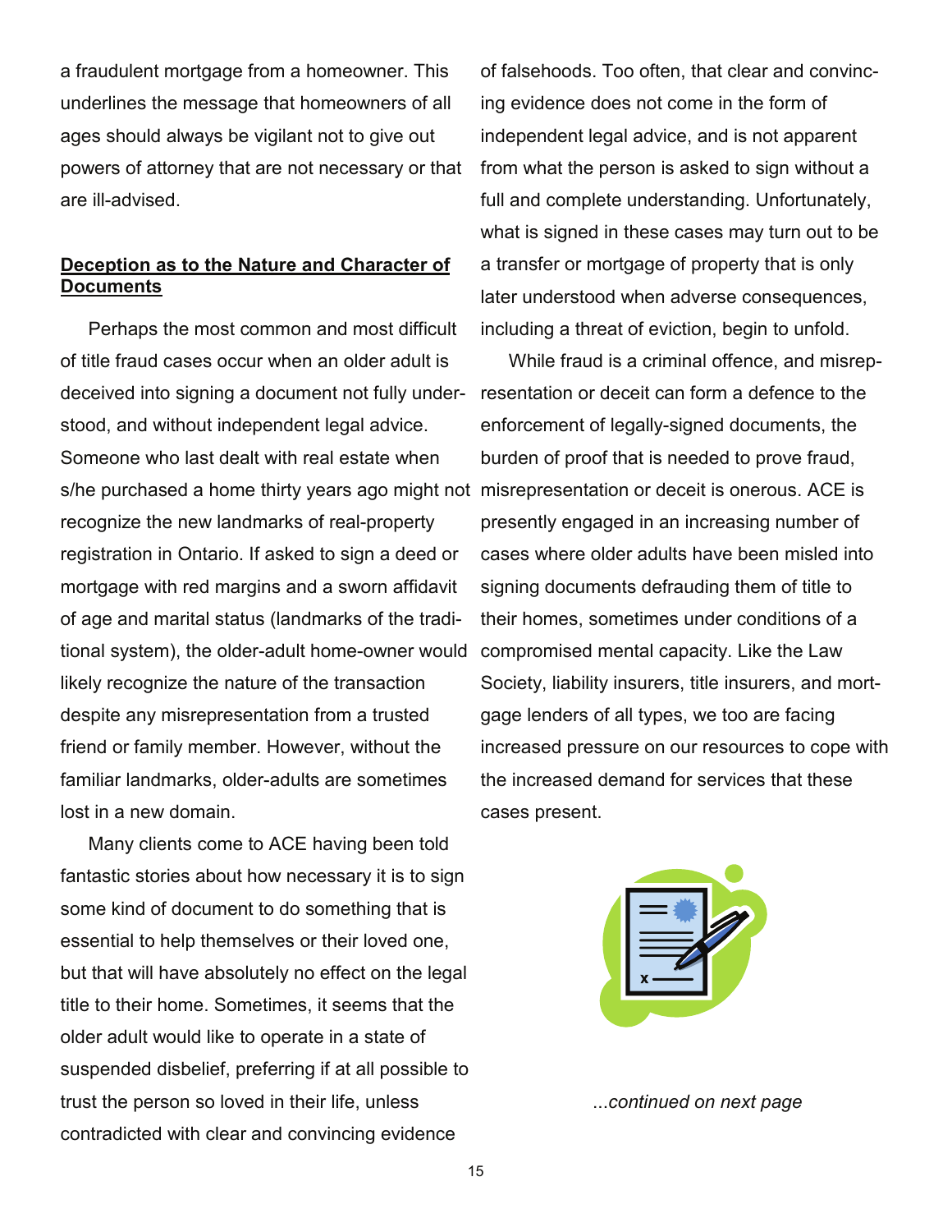a fraudulent mortgage from a homeowner. This underlines the message that homeowners of all ages should always be vigilant not to give out powers of attorney that are not necessary or that are ill-advised.

**Deception as to the Nature and Character of Documents**

Perhaps the most common and most difficult of title fraud cases occur when an older adult is deceived into signing a document not fully understood, and without independent legal advice. Someone who last dealt with real estate when s/he purchased a home thirty years ago might not recognize the new landmarks of real-property registration in Ontario. If asked to sign a deed or mortgage with red margins and a sworn affidavit of age and marital status (landmarks of the traditional system), the older-adult home-owner would likely recognize the nature of the transaction despite any misrepresentation from a trusted friend or family member. However, without the familiar landmarks, older-adults are sometimes lost in a new domain.

Many clients come to ACE having been told fantastic stories about how necessary it is to sign some kind of document to do something that is essential to help themselves or their loved one, but that will have absolutely no effect on the legal title to their home. Sometimes, it seems that the older adult would like to operate in a state of suspended disbelief, preferring if at all possible to trust the person so loved in their life, unless contradicted with clear and convincing evidence of falsehoods. Too often, that clear and convincing evidence does not come in the form of independent legal advice, and is not apparent from what the person is asked to sign without a full and complete understanding. Unfortunately, what is signed in these cases may turn out to be a transfer or mortgage of property that is only later understood when adverse consequences, including a threat of eviction, begin to unfold.

While fraud is a criminal offence, and misrepresentation or deceit can form a defence to the enforcement of legally-signed documents, the burden of proof that is needed to prove fraud, misrepresentation or deceit is onerous. ACE is presently engaged in an increasing number of cases where older adults have been misled into signing documents defrauding them of title to their homes, sometimes under conditions of a compromised mental capacity. Like the Law Society, liability insurers, title insurers, and mortgage lenders of all types, we too are facing increased pressure on our resources to cope with the increased demand for services that these cases present.

*...continued on next page*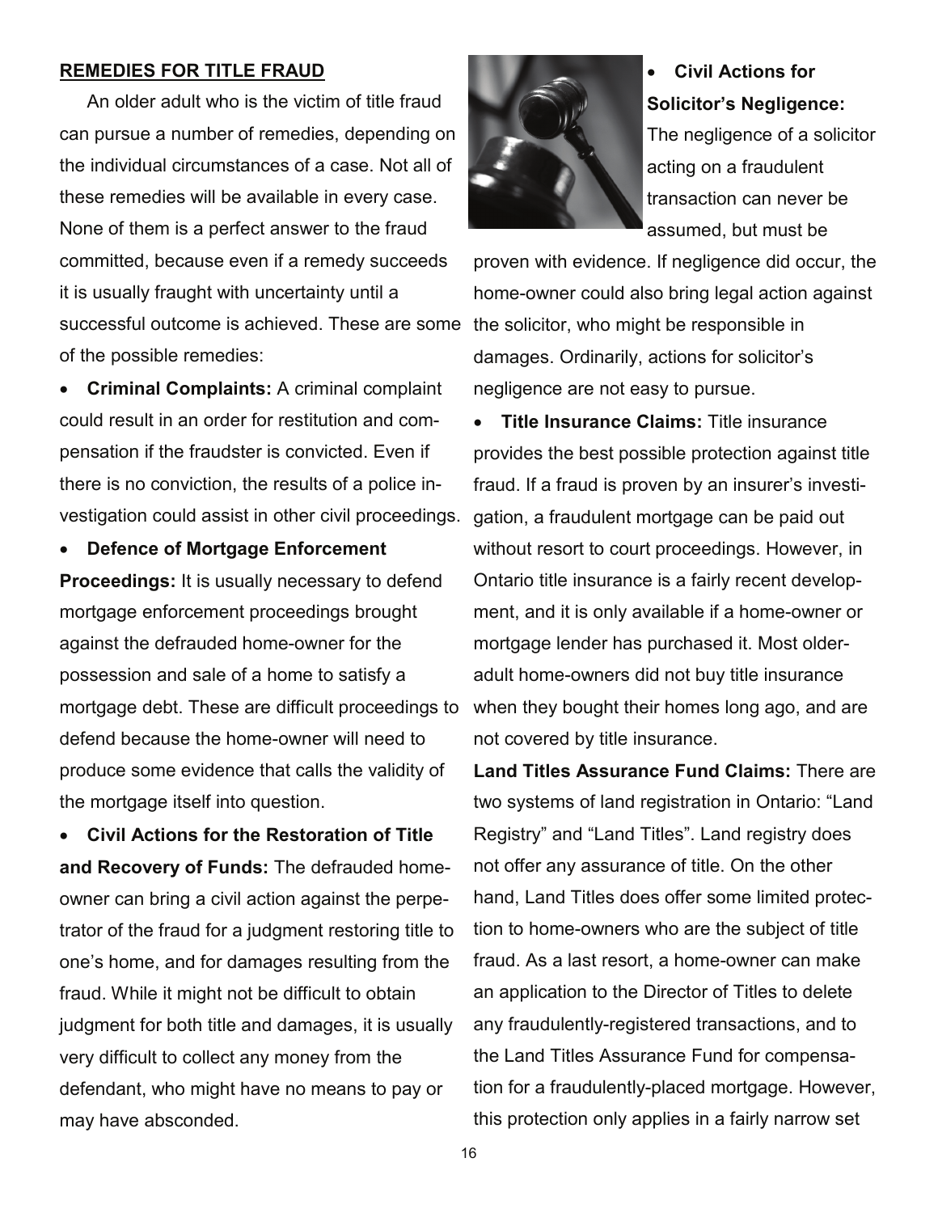## REMEDIES FOR TITLE FRAUD

An older adult who is the victim of title fraud can pursue a number of remedies, depending on the individual circumstances of a case. Not all of these remedies will be available in every case. None of them is a perfect answer to the fraud committed, because even if a remedy succeeds it is usually fraught with uncertainty until a successful outcome is achieved. These are some of the possible remedies:

- **Criminal Complaints:** A criminal complaint could result in an order for restitution and compensation if the fraudster is convicted. Even if there is no conviction, the results of a police investigation could assist in other civil proceedings.
- **Defence of Mortgage Enforcement Proceedings:** It is usually necessary to defend mortgage enforcement proceedings brought against the defrauded home-owner for the possession and sale of a home to satisfy a mortgage debt. These are difficult proceedings to defend because the home-owner will need to produce some evidence that calls the validity of the mortgage itself into question.
- **Civil Actions for the Restoration of Title and Recovery of Funds:** The defrauded home-owner can bring a civil action against the perpetrator of the fraud for a judgment restoring title to one's home, and for damages resulting from the fraud. While it might not be difficult to obtain judgment for both title and damages, it is usually very difficult to collect any money from the defendant, who might have no means to pay or may have absconded.
- **Civil Actions for Solicitor's Negligence:** The negligence of a solicitor acting on a fraudulent transaction can never be assumed, but must be proven with evidence. If negligence did occur, the home-owner could also bring legal action against the solicitor, who might be responsible in damages. Ordinarily, actions for solicitor's negligence are not easy to pursue.
- **Title Insurance Claims:** Title insurance provides the best possible protection against title fraud. If a fraud is proven by an insurer's investigation, a fraudulent mortgage can be paid out without resort to court proceedings. However, in Ontario title insurance is a fairly recent development, and it is only available if a home-owner or mortgage lender has purchased it. Most older-adult home-owners did not buy title insurance when they bought their homes long ago, and are not covered by title insurance.

**Land Titles Assurance Fund Claims:** There are two systems of land registration in Ontario: "Land Registry" and "Land Titles". Land registry does not offer any assurance of title. On the other hand, Land Titles does offer some limited protection to home-owners who are the subject of title fraud. As a last resort, a home-owner can make an application to the Director of Titles to delete any fraudulently-registered transactions, and to the Land Titles Assurance Fund for compensation for a fraudulently-placed mortgage. However, this protection only applies in a fairly narrow set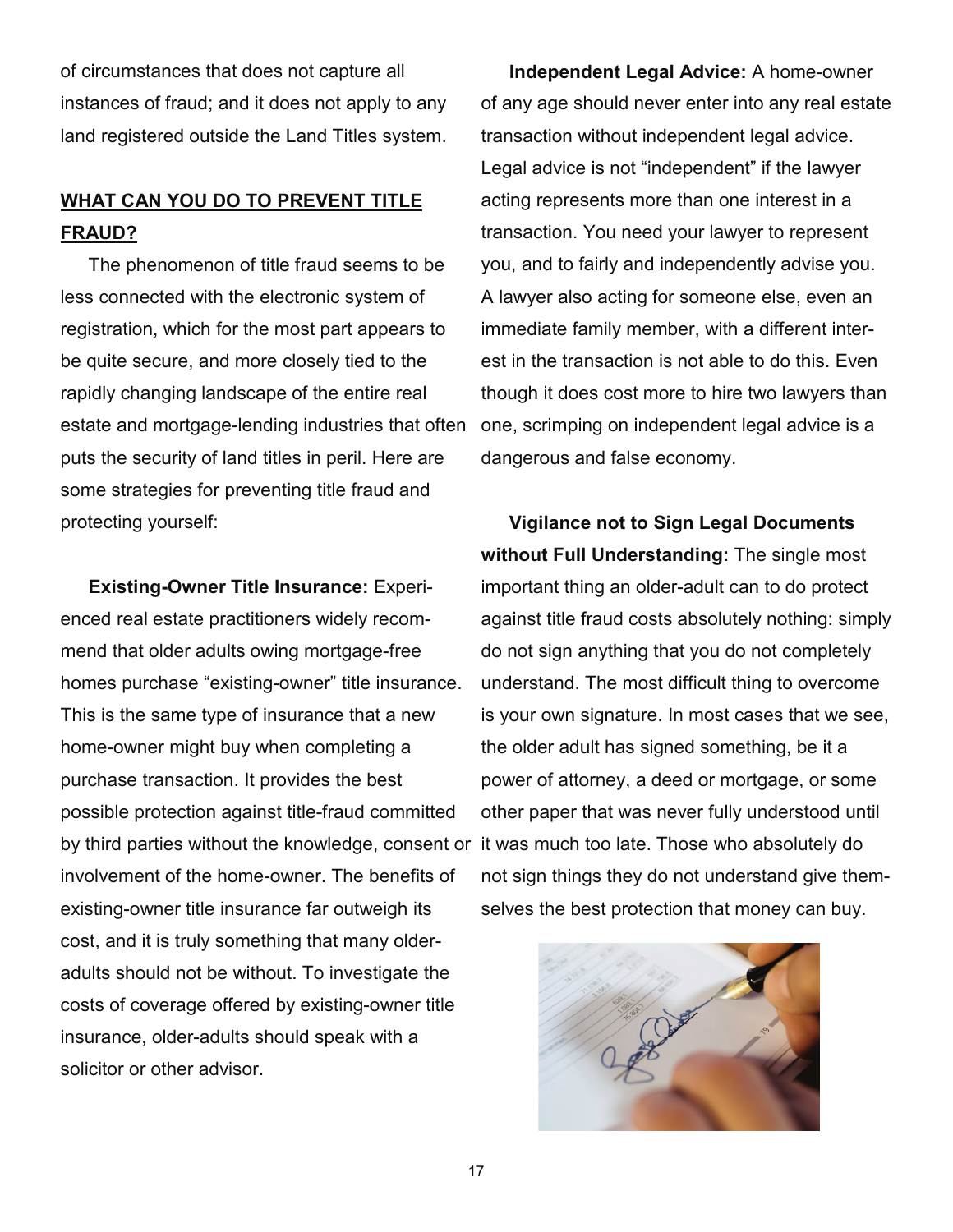of circumstances that does not capture all instances of fraud; and it does not apply to any land registered outside the Land Titles system.

## WHAT CAN YOU DO TO PREVENT TITLE FRAUD?

The phenomenon of title fraud seems to be less connected with the electronic system of registration, which for the most part appears to be quite secure, and more closely tied to the rapidly changing landscape of the entire real estate and mortgage-lending industries that often puts the security of land titles in peril. Here are some strategies for preventing title fraud and protecting yourself:

**Existing-Owner Title Insurance:** Experienced real estate practitioners widely recommend that older adults owing mortgage-free homes purchase "existing-owner" title insurance. This is the same type of insurance that a new home-owner might buy when completing a purchase transaction. It provides the best possible protection against title-fraud committed by third parties without the knowledge, consent or involvement of the home-owner. The benefits of existing-owner title insurance far outweigh its cost, and it is truly something that many older-adults should not be without. To investigate the costs of coverage offered by existing-owner title insurance, older-adults should speak with a solicitor or other advisor.

**Independent Legal Advice:** A home-owner of any age should never enter into any real estate transaction without independent legal advice. Legal advice is not "independent" if the lawyer acting represents more than one interest in a transaction. You need your lawyer to represent you, and to fairly and independently advise you. A lawyer also acting for someone else, even an immediate family member, with a different interest in the transaction is not able to do this. Even though it does cost more to hire two lawyers than one, scrimping on independent legal advice is a dangerous and false economy.

**Vigilance not to Sign Legal Documents without Full Understanding:** The single most important thing an older-adult can to do protect against title fraud costs absolutely nothing: simply do not sign anything that you do not completely understand. The most difficult thing to overcome is your own signature. In most cases that we see, the older adult has signed something, be it a power of attorney, a deed or mortgage, or some other paper that was never fully understood until it was much too late. Those who absolutely do not sign things they do not understand give themselves the best protection that money can buy.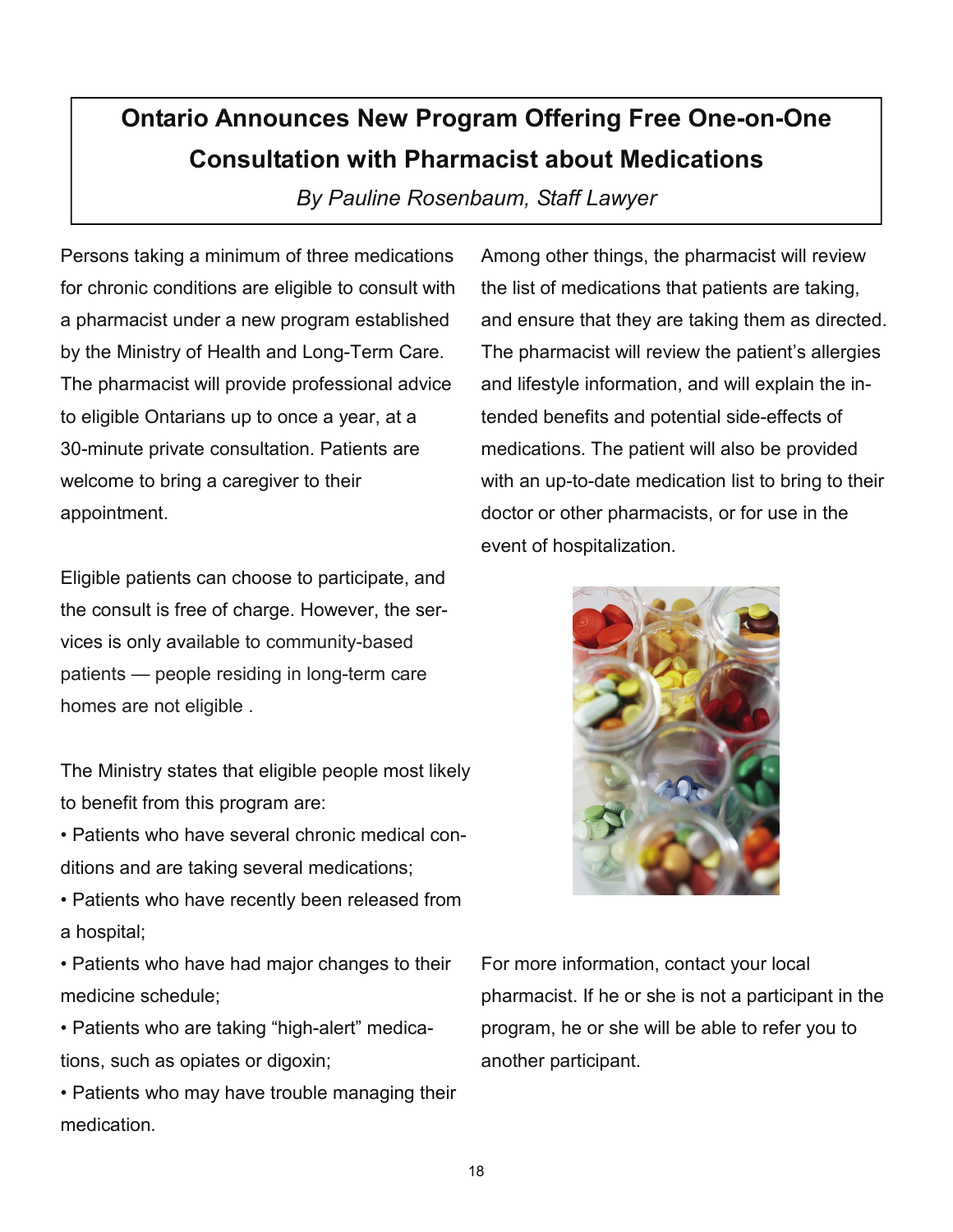# Ontario Announces New Program Offering Free One-on-One Consultation with Pharmacist about Medications

*By Pauline Rosenbaum, Staff Lawyer*

Persons taking a minimum of three medications for chronic conditions are eligible to consult with a pharmacist under a new program established by the Ministry of Health and Long-Term Care. The pharmacist will provide professional advice to eligible Ontarians up to once a year, at a 30-minute private consultation. Patients are welcome to bring a caregiver to their appointment.

Eligible patients can choose to participate, and the consult is free of charge. However, the services is only available to community-based patients — people residing in long-term care homes are not eligible .

The Ministry states that eligible people most likely to benefit from this program are:

- Patients who have several chronic medical conditions and are taking several medications;
- Patients who have recently been released from a hospital;
- Patients who have had major changes to their medicine schedule;
- Patients who are taking "high-alert" medications, such as opiates or digoxin;
- Patients who may have trouble managing their medication.

Among other things, the pharmacist will review the list of medications that patients are taking, and ensure that they are taking them as directed. The pharmacist will review the patient's allergies and lifestyle information, and will explain the intended benefits and potential side-effects of medications. The patient will also be provided with an up-to-date medication list to bring to their doctor or other pharmacists, or for use in the event of hospitalization.

For more information, contact your local pharmacist. If he or she is not a participant in the program, he or she will be able to refer you to another participant.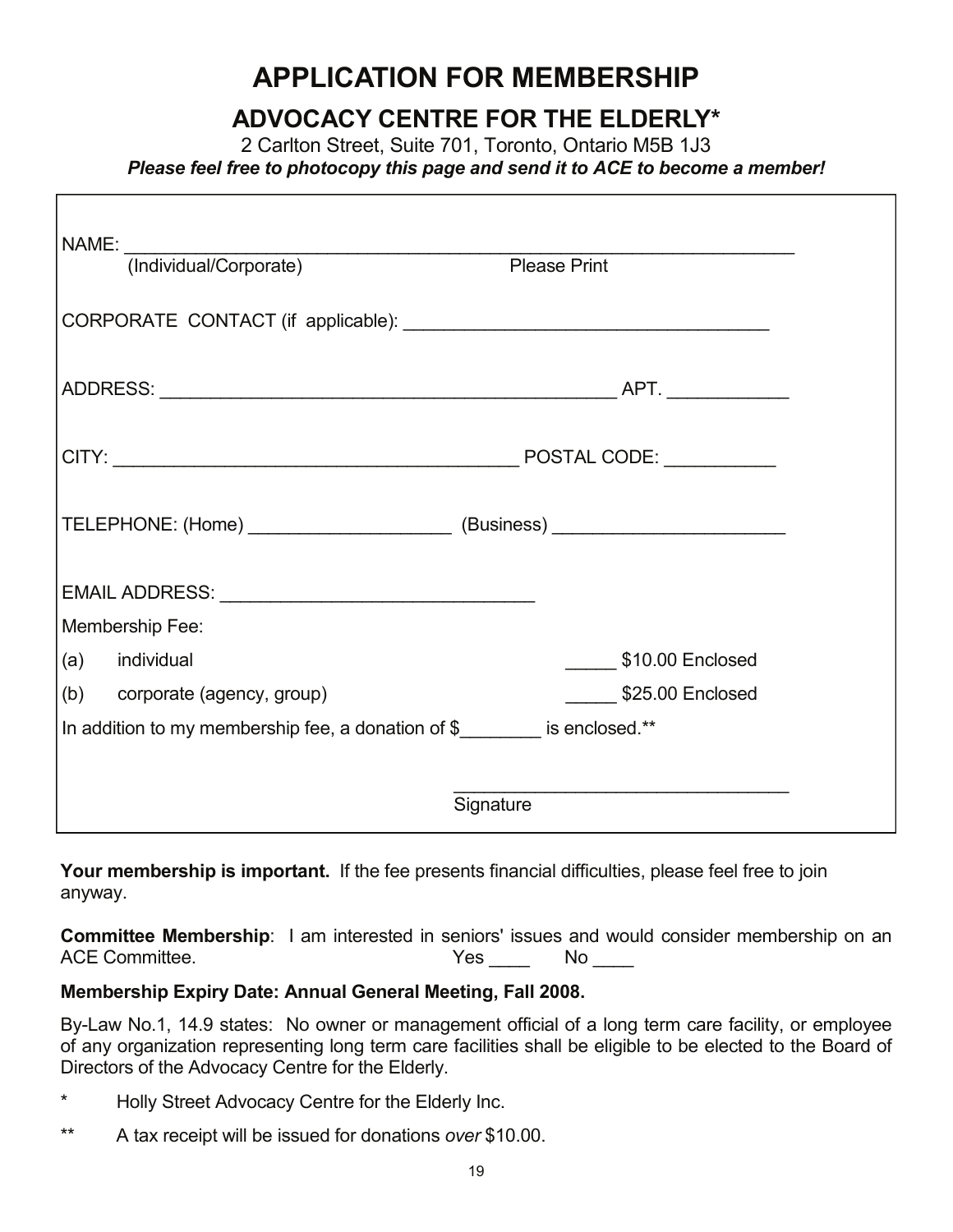# APPLICATION FOR MEMBERSHIP

## ADVOCACY CENTRE FOR THE ELDERLY*

2 Carlton Street, Suite 701, Toronto, Ontario M5B 1J3

***Please feel free to photocopy this page and send it to ACE to become a member!***

NAME: ___________________________________________________________________
(Individual/Corporate) Please Print

CORPORATE CONTACT (if applicable): ___________________________________

ADDRESS: ______________________________________________ APT. ____________

CITY: ________________________________________ POSTAL CODE: ___________

TELEPHONE: (Home) ____________________ (Business) _______________________

EMAIL ADDRESS: _______________________________

Membership Fee:

(a) individual _____ $10.00 Enclosed

(b) corporate (agency, group) _____ $25.00 Enclosed

In addition to my membership fee, a donation of $________ is enclosed.**

_________________________________
Signature

**Your membership is important.** If the fee presents financial difficulties, please feel free to join anyway.

**Committee Membership**: I am interested in seniors' issues and would consider membership on an ACE Committee. Yes ____ No ____

**Membership Expiry Date: Annual General Meeting, Fall 2008.**

By-Law No.1, 14.9 states: No owner or management official of a long term care facility, or employee of any organization representing long term care facilities shall be eligible to be elected to the Board of Directors of the Advocacy Centre for the Elderly.

\* Holly Street Advocacy Centre for the Elderly Inc.

** A tax receipt will be issued for donations *over* $10.00.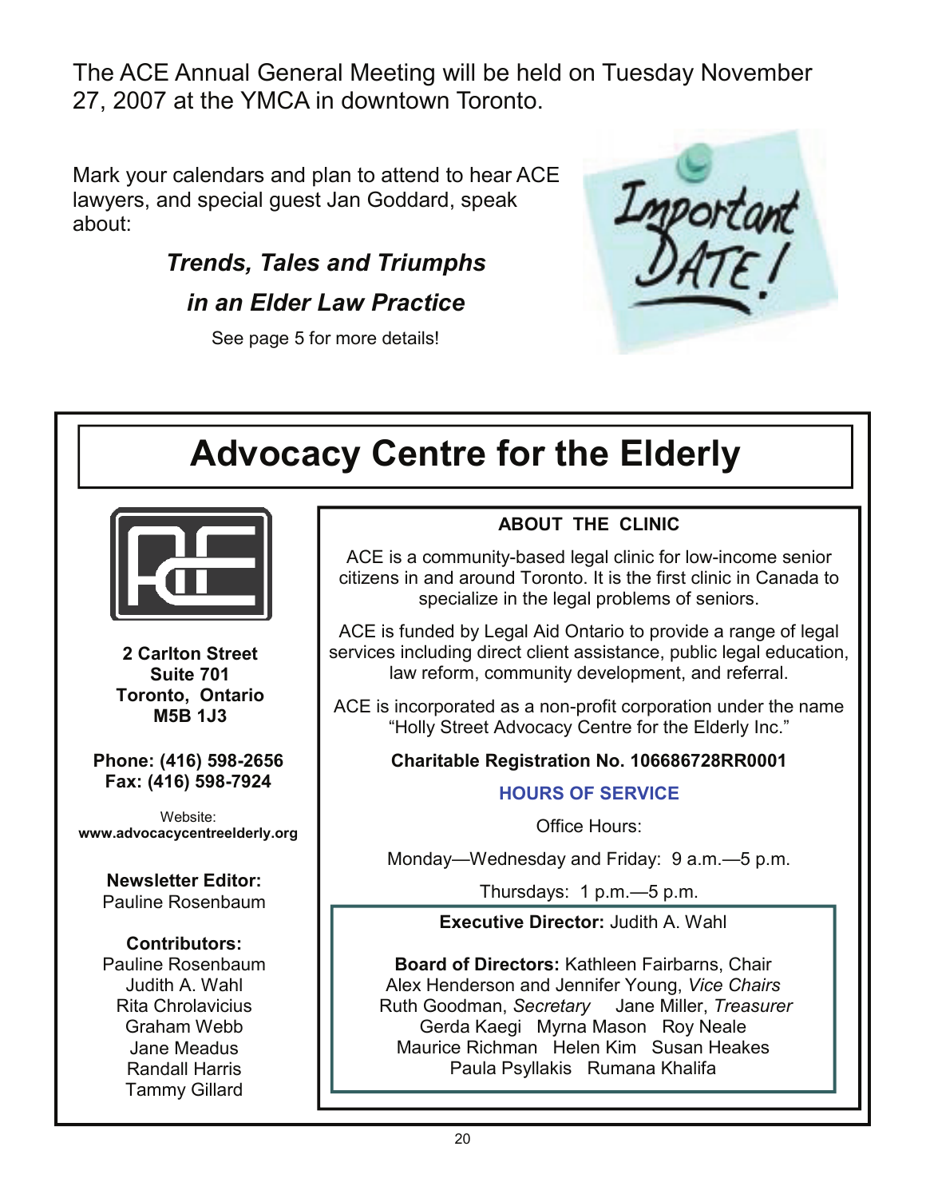The ACE Annual General Meeting will be held on Tuesday November 27, 2007 at the YMCA in downtown Toronto.

Mark your calendars and plan to attend to hear ACE lawyers, and special guest Jan Goddard, speak about:

***Trends, Tales and Triumphs***

***in an Elder Law Practice***

See page 5 for more details!

Important DATE!

# Advocacy Centre for the Elderly

**2 Carlton Street**
**Suite 701**
**Toronto, Ontario**
**M5B 1J3**

**Phone: (416) 598-2656**
**Fax: (416) 598-7924**

Website:
**www.advocacycentreelderly.org**

**Newsletter Editor:**
Pauline Rosenbaum

**Contributors:**
Pauline Rosenbaum
Judith A. Wahl
Rita Chrolavicius
Graham Webb
Jane Meadus
Randall Harris
Tammy Gillard

**ABOUT THE CLINIC**

ACE is a community-based legal clinic for low-income senior citizens in and around Toronto. It is the first clinic in Canada to specialize in the legal problems of seniors.

ACE is funded by Legal Aid Ontario to provide a range of legal services including direct client assistance, public legal education, law reform, community development, and referral.

ACE is incorporated as a non-profit corporation under the name "Holly Street Advocacy Centre for the Elderly Inc."

**Charitable Registration No. 106686728RR0001**

**HOURS OF SERVICE**

Office Hours:

Monday—Wednesday and Friday: 9 a.m.—5 p.m.

Thursdays: 1 p.m.—5 p.m.

**Executive Director:** Judith A. Wahl

**Board of Directors:** Kathleen Fairbarns, Chair
Alex Henderson and Jennifer Young, *Vice Chairs*
Ruth Goodman, *Secretary* Jane Miller, *Treasurer*
Gerda Kaegi Myrna Mason Roy Neale
Maurice Richman Helen Kim Susan Heakes
Paula Psyllakis Rumana Khalifa